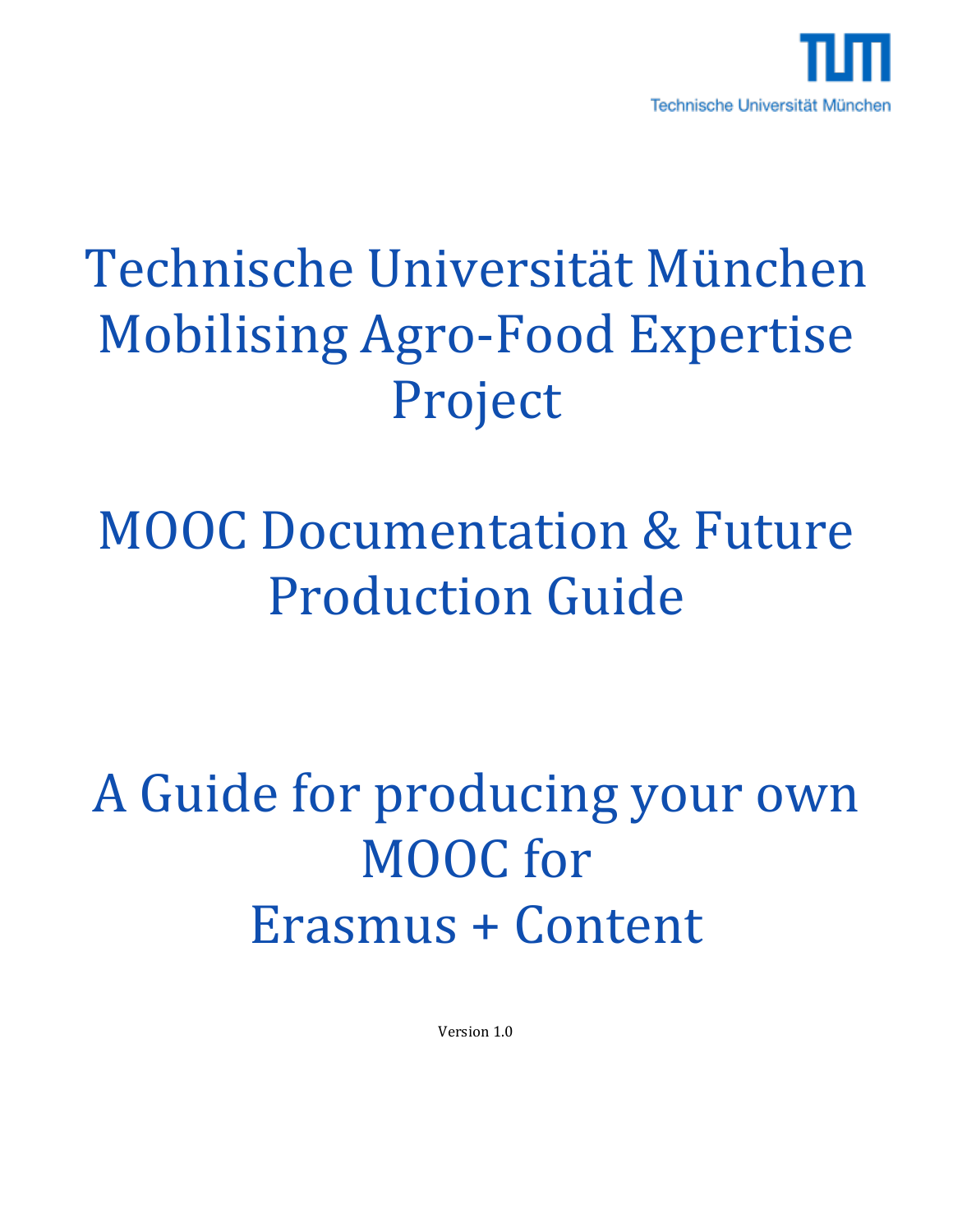Technische Universität München

# Technische Universität München Mobilising Agro-Food Expertise Project

# MOOC Documentation & Future Production Guide

# A Guide for producing your own MOOC for Erasmus + Content

Version 1.0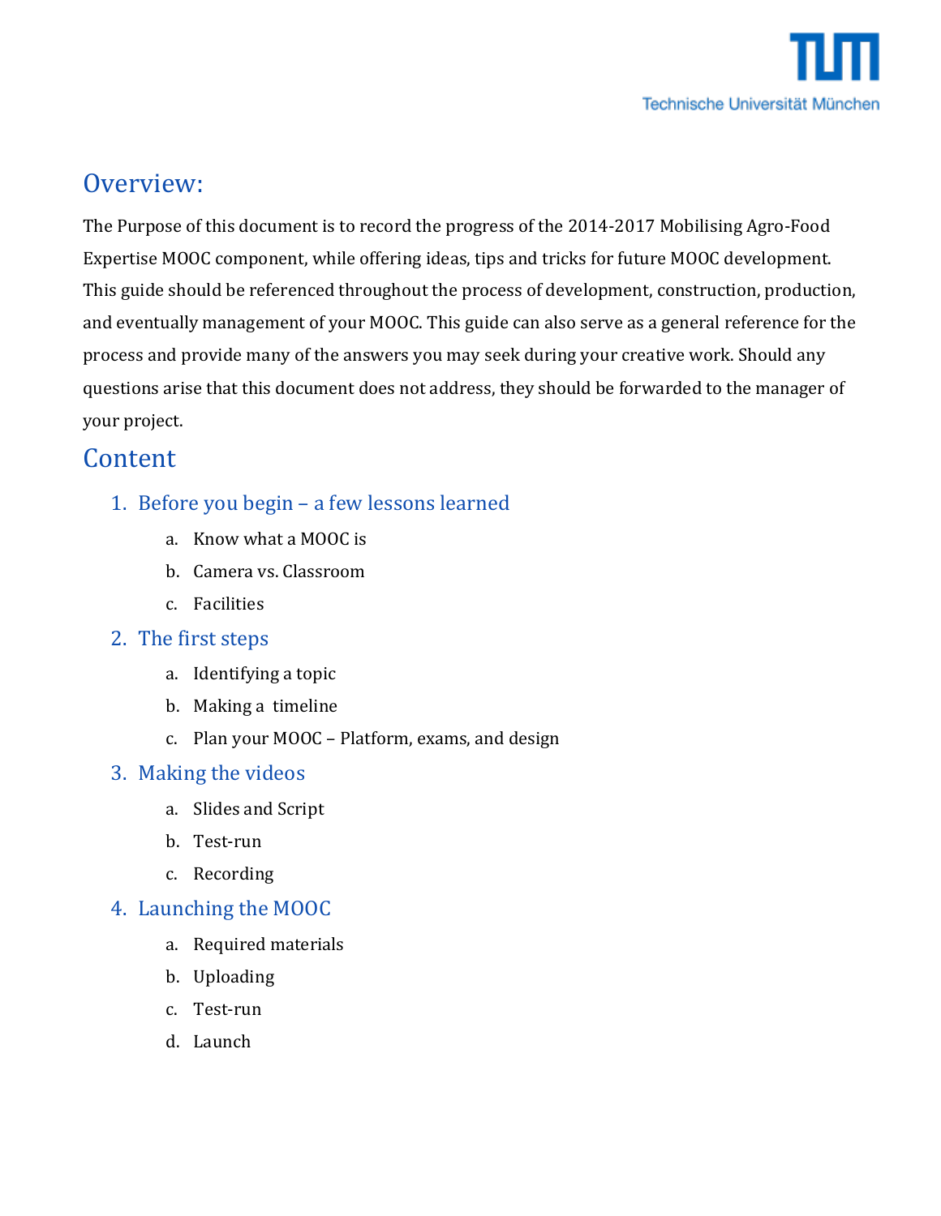## Overview:

The Purpose of this document is to record the progress of the 2014-2017 Mobilising Agro-Food Expertise MOOC component, while offering ideas, tips and tricks for future MOOC development. This guide should be referenced throughout the process of development, construction, production, and eventually management of your MOOC. This guide can also serve as a general reference for the process and provide many of the answers you may seek during your creative work. Should any questions arise that this document does not address, they should be forwarded to the manager of your project.

## Content

1. Before you begin – a few lessons learned
   a. Know what a MOOC is
   b. Camera vs. Classroom
   c. Facilities
2. The first steps
   a. Identifying a topic
   b. Making a timeline
   c. Plan your MOOC – Platform, exams, and design
3. Making the videos
   a. Slides and Script
   b. Test-run
   c. Recording
4. Launching the MOOC
   a. Required materials
   b. Uploading
   c. Test-run
   d. Launch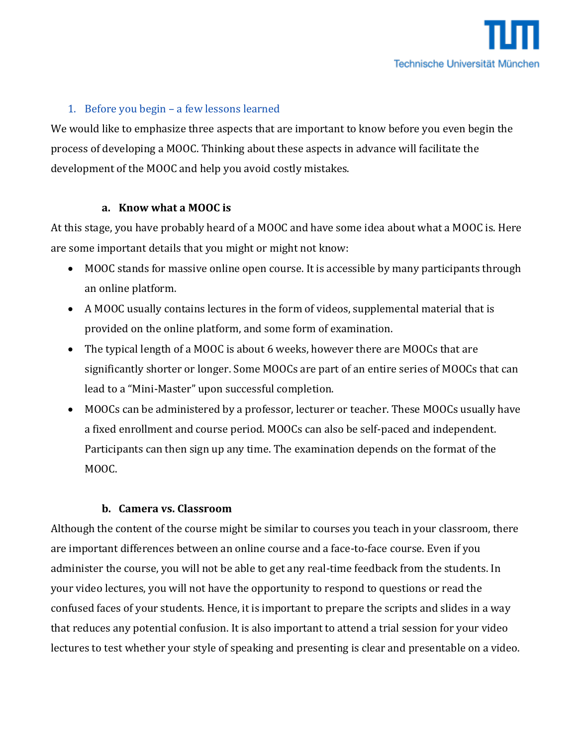## 1. Before you begin – a few lessons learned

We would like to emphasize three aspects that are important to know before you even begin the process of developing a MOOC. Thinking about these aspects in advance will facilitate the development of the MOOC and help you avoid costly mistakes.

### a. Know what a MOOC is

At this stage, you have probably heard of a MOOC and have some idea about what a MOOC is. Here are some important details that you might or might not know:

- MOOC stands for massive online open course. It is accessible by many participants through an online platform.
- A MOOC usually contains lectures in the form of videos, supplemental material that is provided on the online platform, and some form of examination.
- The typical length of a MOOC is about 6 weeks, however there are MOOCs that are significantly shorter or longer. Some MOOCs are part of an entire series of MOOCs that can lead to a "Mini-Master" upon successful completion.
- MOOCs can be administered by a professor, lecturer or teacher. These MOOCs usually have a fixed enrollment and course period. MOOCs can also be self-paced and independent. Participants can then sign up any time. The examination depends on the format of the MOOC.

### b. Camera vs. Classroom

Although the content of the course might be similar to courses you teach in your classroom, there are important differences between an online course and a face-to-face course. Even if you administer the course, you will not be able to get any real-time feedback from the students. In your video lectures, you will not have the opportunity to respond to questions or read the confused faces of your students. Hence, it is important to prepare the scripts and slides in a way that reduces any potential confusion. It is also important to attend a trial session for your video lectures to test whether your style of speaking and presenting is clear and presentable on a video.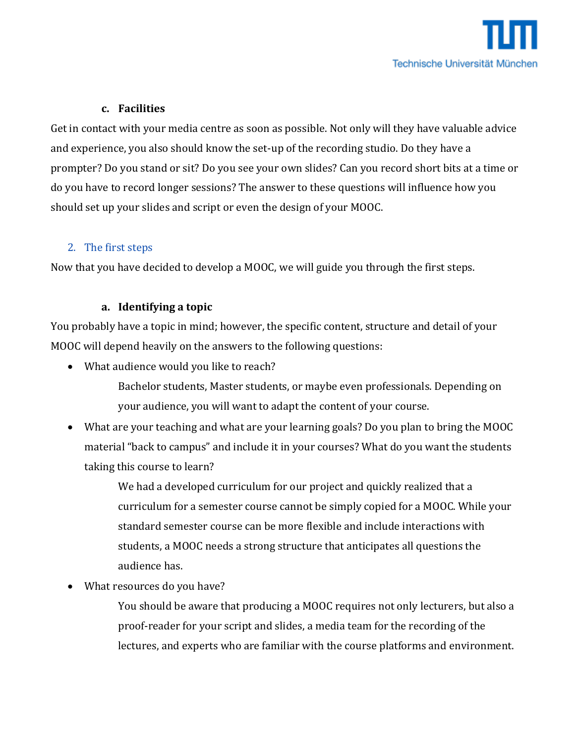### c. Facilities

Get in contact with your media centre as soon as possible. Not only will they have valuable advice and experience, you also should know the set-up of the recording studio. Do they have a prompter? Do you stand or sit? Do you see your own slides? Can you record short bits at a time or do you have to record longer sessions? The answer to these questions will influence how you should set up your slides and script or even the design of your MOOC.

## 2. The first steps

Now that you have decided to develop a MOOC, we will guide you through the first steps.

### a. Identifying a topic

You probably have a topic in mind; however, the specific content, structure and detail of your MOOC will depend heavily on the answers to the following questions:

- What audience would you like to reach?

  Bachelor students, Master students, or maybe even professionals. Depending on your audience, you will want to adapt the content of your course.

- What are your teaching and what are your learning goals? Do you plan to bring the MOOC material "back to campus" and include it in your courses? What do you want the students taking this course to learn?

  We had a developed curriculum for our project and quickly realized that a curriculum for a semester course cannot be simply copied for a MOOC. While your standard semester course can be more flexible and include interactions with students, a MOOC needs a strong structure that anticipates all questions the audience has.

- What resources do you have?

  You should be aware that producing a MOOC requires not only lecturers, but also a proof-reader for your script and slides, a media team for the recording of the lectures, and experts who are familiar with the course platforms and environment.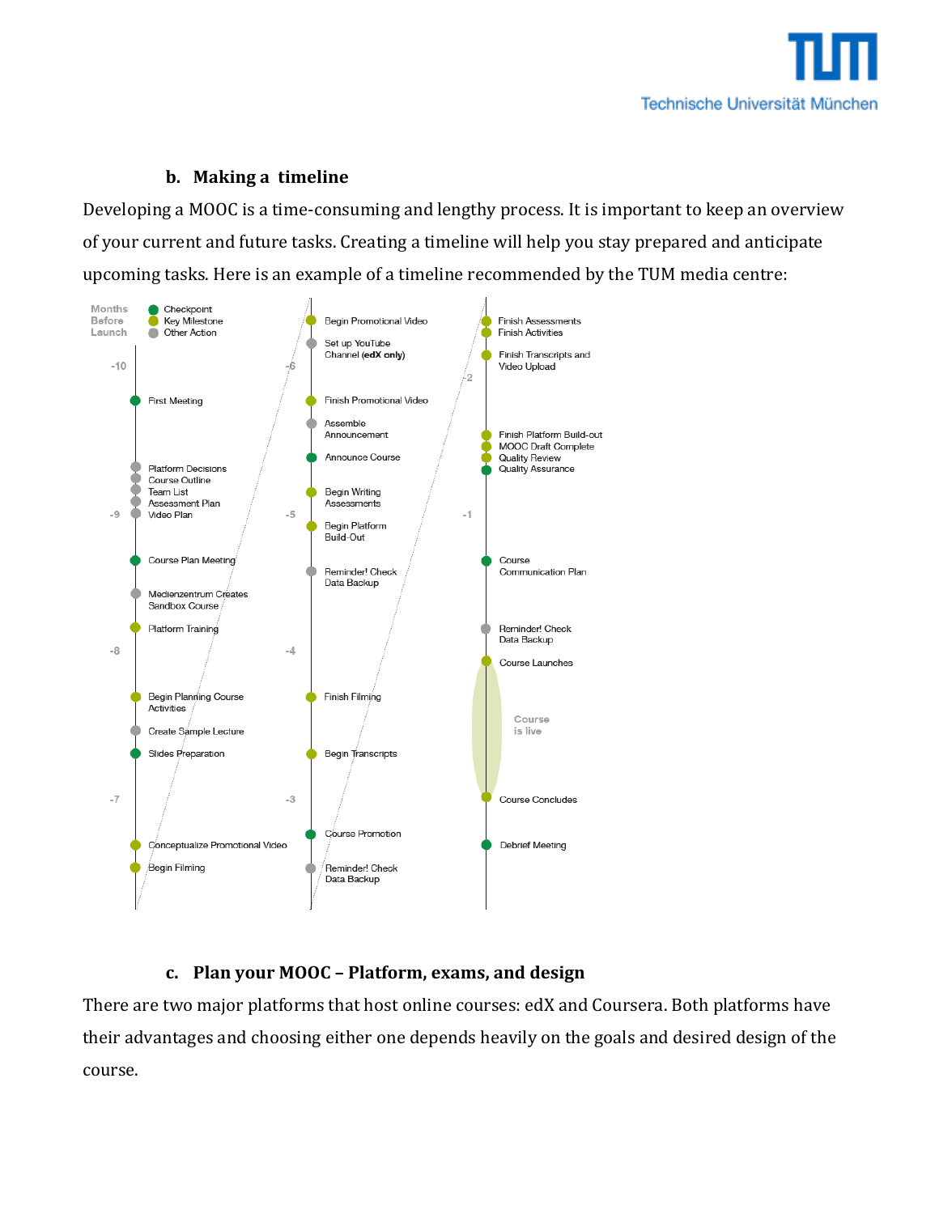### b. Making a timeline

Developing a MOOC is a time-consuming and lengthy process. It is important to keep an overview of your current and future tasks. Creating a timeline will help you stay prepared and anticipate upcoming tasks. Here is an example of a timeline recommended by the TUM media centre:

Months Before Launch

- Checkpoint
- Key Milestone
- Other Action

-10

- First Meeting
- Platform Decisions
- Course Outline
- Team List
- Assessment Plan
- Video Plan

-9

- Course Plan Meeting
- Medienzentrum Creates Sandbox Course
- Platform Training

-8

- Begin Planning Course Activities
- Create Sample Lecture
- Slides Preparation

-7

- Conceptualize Promotional Video
- Begin Filming
- Begin Promotional Video
- Set up YouTube Channel **(edX only)**

-6

- Finish Promotional Video
- Assemble Announcement
- Announce Course
- Begin Writing Assessments

-5

- Begin Platform Build-Out
- Reminder! Check Data Backup

-4

- Finish Filming
- Begin Transcripts

-3

- Course Promotion
- Reminder! Check Data Backup
- Finish Assessments
- Finish Activities
- Finish Transcripts and Video Upload

-2

- Finish Platform Build-out
- MOOC Draft Complete
- Quality Review
- Quality Assurance

-1

- Course Communication Plan
- Reminder! Check Data Backup
- Course Launches
- Course is live
- Course Concludes
- Debrief Meeting

### c. Plan your MOOC – Platform, exams, and design

There are two major platforms that host online courses: edX and Coursera. Both platforms have their advantages and choosing either one depends heavily on the goals and desired design of the course.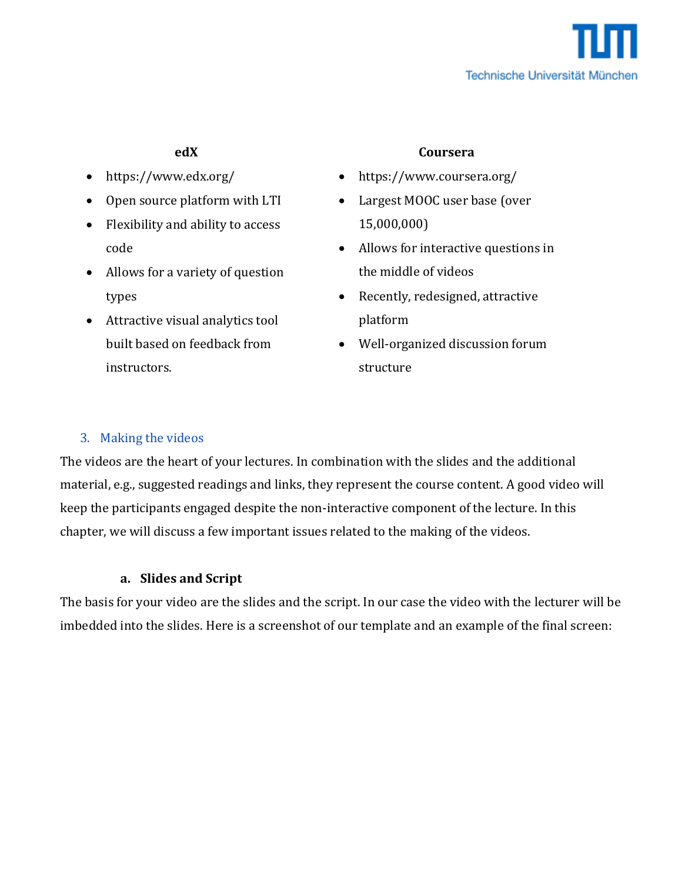**edX**

- https://www.edx.org/
- Open source platform with LTI
- Flexibility and ability to access code
- Allows for a variety of question types
- Attractive visual analytics tool built based on feedback from instructors.

**Coursera**

- https://www.coursera.org/
- Largest MOOC user base (over 15,000,000)
- Allows for interactive questions in the middle of videos
- Recently, redesigned, attractive platform
- Well-organized discussion forum structure

## 3. Making the videos

The videos are the heart of your lectures. In combination with the slides and the additional material, e.g., suggested readings and links, they represent the course content. A good video will keep the participants engaged despite the non-interactive component of the lecture. In this chapter, we will discuss a few important issues related to the making of the videos.

### a. Slides and Script

The basis for your video are the slides and the script. In our case the video with the lecturer will be imbedded into the slides. Here is a screenshot of our template and an example of the final screen: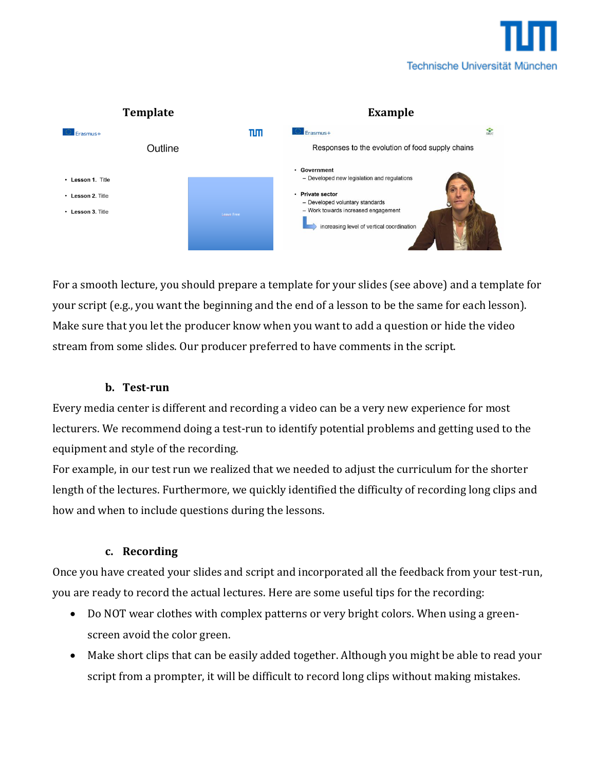| Template | Example |
| --- | --- |

For a smooth lecture, you should prepare a template for your slides (see above) and a template for your script (e.g., you want the beginning and the end of a lesson to be the same for each lesson). Make sure that you let the producer know when you want to add a question or hide the video stream from some slides. Our producer preferred to have comments in the script.

### b. Test-run

Every media center is different and recording a video can be a very new experience for most lecturers. We recommend doing a test-run to identify potential problems and getting used to the equipment and style of the recording.

For example, in our test run we realized that we needed to adjust the curriculum for the shorter length of the lectures. Furthermore, we quickly identified the difficulty of recording long clips and how and when to include questions during the lessons.

### c. Recording

Once you have created your slides and script and incorporated all the feedback from your test-run, you are ready to record the actual lectures. Here are some useful tips for the recording:

- Do NOT wear clothes with complex patterns or very bright colors. When using a green-screen avoid the color green.
- Make short clips that can be easily added together. Although you might be able to read your script from a prompter, it will be difficult to record long clips without making mistakes.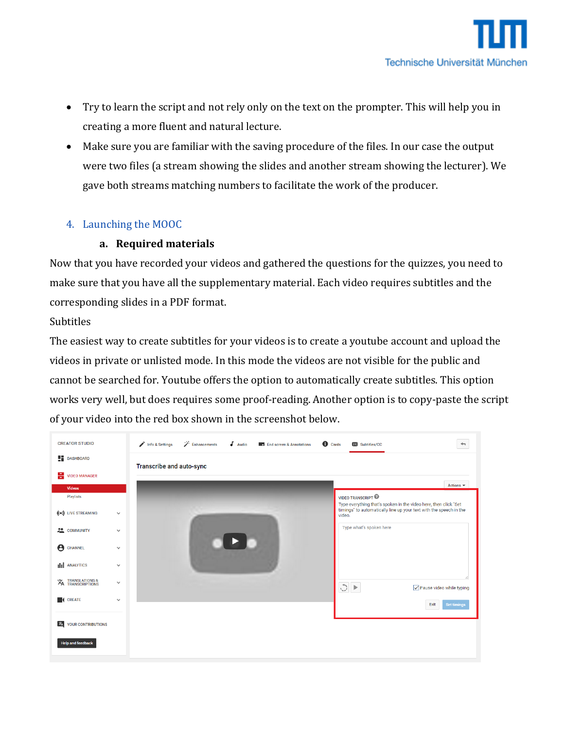- Try to learn the script and not rely only on the text on the prompter. This will help you in creating a more fluent and natural lecture.
- Make sure you are familiar with the saving procedure of the files. In our case the output were two files (a stream showing the slides and another stream showing the lecturer). We gave both streams matching numbers to facilitate the work of the producer.

## 4. Launching the MOOC

### a. Required materials

Now that you have recorded your videos and gathered the questions for the quizzes, you need to make sure that you have all the supplementary material. Each video requires subtitles and the corresponding slides in a PDF format.

Subtitles

The easiest way to create subtitles for your videos is to create a youtube account and upload the videos in private or unlisted mode. In this mode the videos are not visible for the public and cannot be searched for. Youtube offers the option to automatically create subtitles. This option works very well, but does requires some proof-reading. Another option is to copy-paste the script of your video into the red box shown in the screenshot below.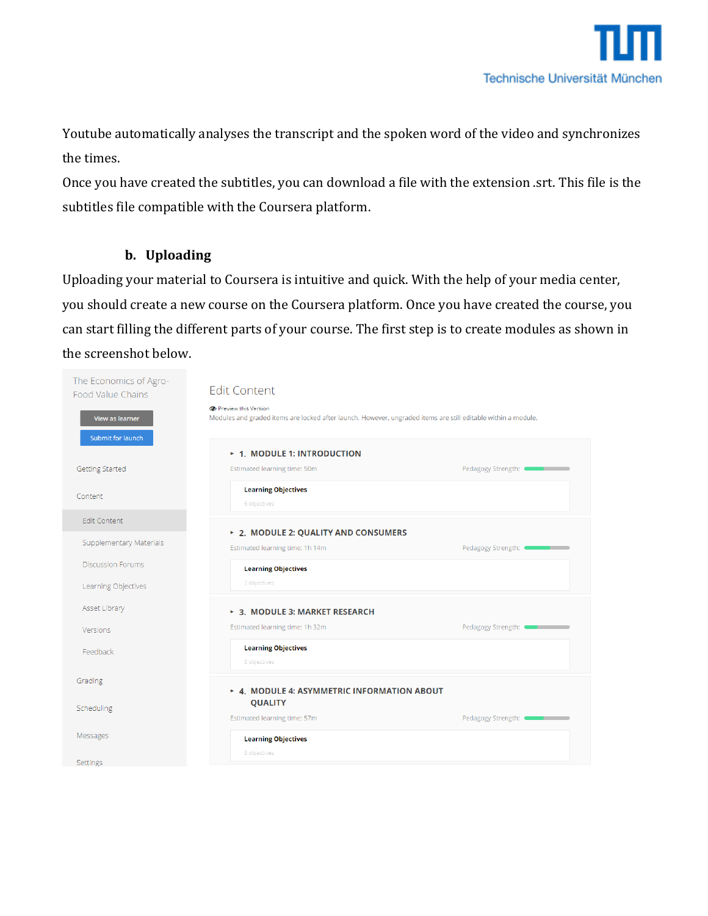Youtube automatically analyses the transcript and the spoken word of the video and synchronizes the times.

Once you have created the subtitles, you can download a file with the extension .srt. This file is the subtitles file compatible with the Coursera platform.

### b. Uploading

Uploading your material to Coursera is intuitive and quick. With the help of your media center, you should create a new course on the Coursera platform. Once you have created the course, you can start filling the different parts of your course. The first step is to create modules as shown in the screenshot below.

The Economics of Agro-Food Value Chains

View as learner

Submit for launch

Getting Started

Content

Edit Content

Supplementary Materials

Discussion Forums

Learning Objectives

Asset Library

Versions

Feedback

Grading

Scheduling

Messages

Settings

Edit Content

Preview this Version

Modules and graded items are locked after launch. However, ungraded items are still editable within a module.

1. MODULE 1: INTRODUCTION

Estimated learning time: 50m — Pedagogy Strength:

Learning Objectives

6 objectives

2. MODULE 2: QUALITY AND CONSUMERS

Estimated learning time: 1h 14m — Pedagogy Strength:

Learning Objectives

3 objectives

3. MODULE 3: MARKET RESEARCH

Estimated learning time: 1h 32m — Pedagogy Strength:

Learning Objectives

3 objectives

4. MODULE 4: ASYMMETRIC INFORMATION ABOUT QUALITY

Estimated learning time: 57m — Pedagogy Strength:

Learning Objectives

3 objectives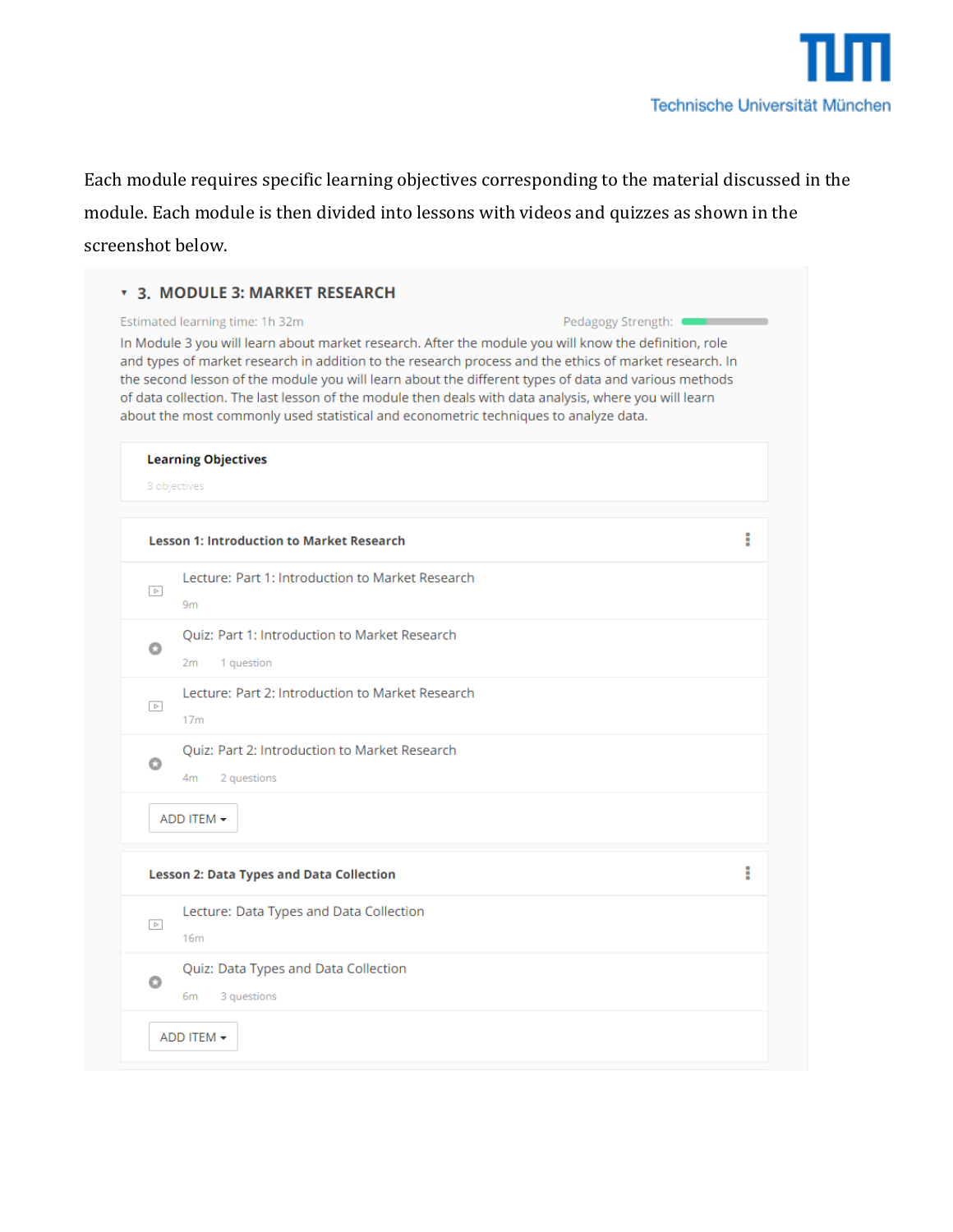Each module requires specific learning objectives corresponding to the material discussed in the module. Each module is then divided into lessons with videos and quizzes as shown in the screenshot below.

### 3. MODULE 3: MARKET RESEARCH

Estimated learning time: 1h 32m

Pedagogy Strength:

In Module 3 you will learn about market research. After the module you will know the definition, role and types of market research in addition to the research process and the ethics of market research. In the second lesson of the module you will learn about the different types of data and various methods of data collection. The last lesson of the module then deals with data analysis, where you will learn about the most commonly used statistical and econometric techniques to analyze data.

**Learning Objectives**

3 objectives

**Lesson 1: Introduction to Market Research**

- Lecture: Part 1: Introduction to Market Research — 9m
- Quiz: Part 1: Introduction to Market Research — 2m, 1 question
- Lecture: Part 2: Introduction to Market Research — 17m
- Quiz: Part 2: Introduction to Market Research — 4m, 2 questions

ADD ITEM

**Lesson 2: Data Types and Data Collection**

- Lecture: Data Types and Data Collection — 16m
- Quiz: Data Types and Data Collection — 6m, 3 questions

ADD ITEM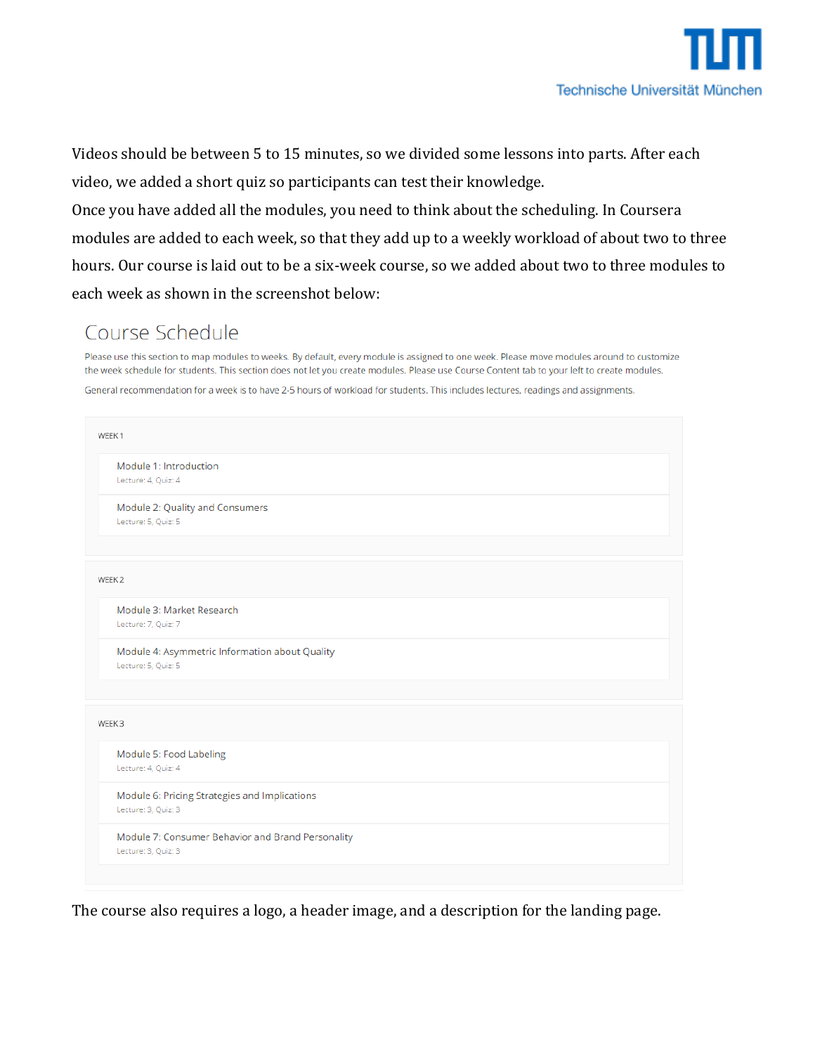Videos should be between 5 to 15 minutes, so we divided some lessons into parts. After each video, we added a short quiz so participants can test their knowledge.
Once you have added all the modules, you need to think about the scheduling. In Coursera modules are added to each week, so that they add up to a weekly workload of about two to three hours. Our course is laid out to be a six-week course, so we added about two to three modules to each week as shown in the screenshot below:

## Course Schedule

Please use this section to map modules to weeks. By default, every module is assigned to one week. Please move modules around to customize the week schedule for students. This section does not let you create modules. Please use Course Content tab to your left to create modules.

General recommendation for a week is to have 2-5 hours of workload for students. This includes lectures, readings and assignments.

WEEK 1

- Module 1: Introduction
  Lecture: 4, Quiz: 4
- Module 2: Quality and Consumers
  Lecture: 5, Quiz: 5

WEEK 2

- Module 3: Market Research
  Lecture: 7, Quiz: 7
- Module 4: Asymmetric Information about Quality
  Lecture: 5, Quiz: 5

WEEK 3

- Module 5: Food Labeling
  Lecture: 4, Quiz: 4
- Module 6: Pricing Strategies and Implications
  Lecture: 3, Quiz: 3
- Module 7: Consumer Behavior and Brand Personality
  Lecture: 3, Quiz: 3

The course also requires a logo, a header image, and a description for the landing page.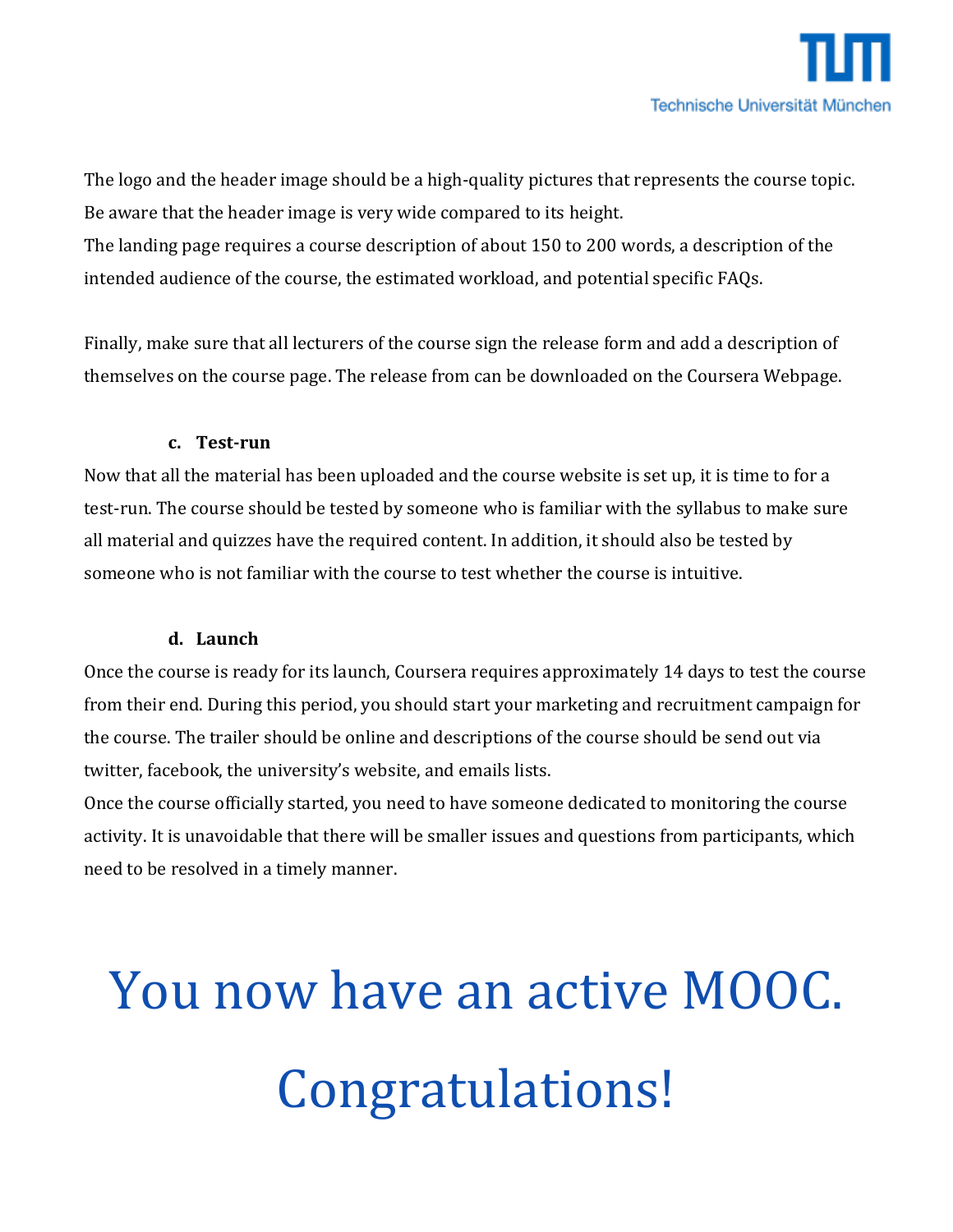The logo and the header image should be a high-quality pictures that represents the course topic. Be aware that the header image is very wide compared to its height.
The landing page requires a course description of about 150 to 200 words, a description of the intended audience of the course, the estimated workload, and potential specific FAQs.

Finally, make sure that all lecturers of the course sign the release form and add a description of themselves on the course page. The release from can be downloaded on the Coursera Webpage.

#### c. Test-run

Now that all the material has been uploaded and the course website is set up, it is time to for a test-run. The course should be tested by someone who is familiar with the syllabus to make sure all material and quizzes have the required content. In addition, it should also be tested by someone who is not familiar with the course to test whether the course is intuitive.

#### d. Launch

Once the course is ready for its launch, Coursera requires approximately 14 days to test the course from their end. During this period, you should start your marketing and recruitment campaign for the course. The trailer should be online and descriptions of the course should be send out via twitter, facebook, the university's website, and emails lists.
Once the course officially started, you need to have someone dedicated to monitoring the course activity. It is unavoidable that there will be smaller issues and questions from participants, which need to be resolved in a timely manner.

# You now have an active MOOC. Congratulations!